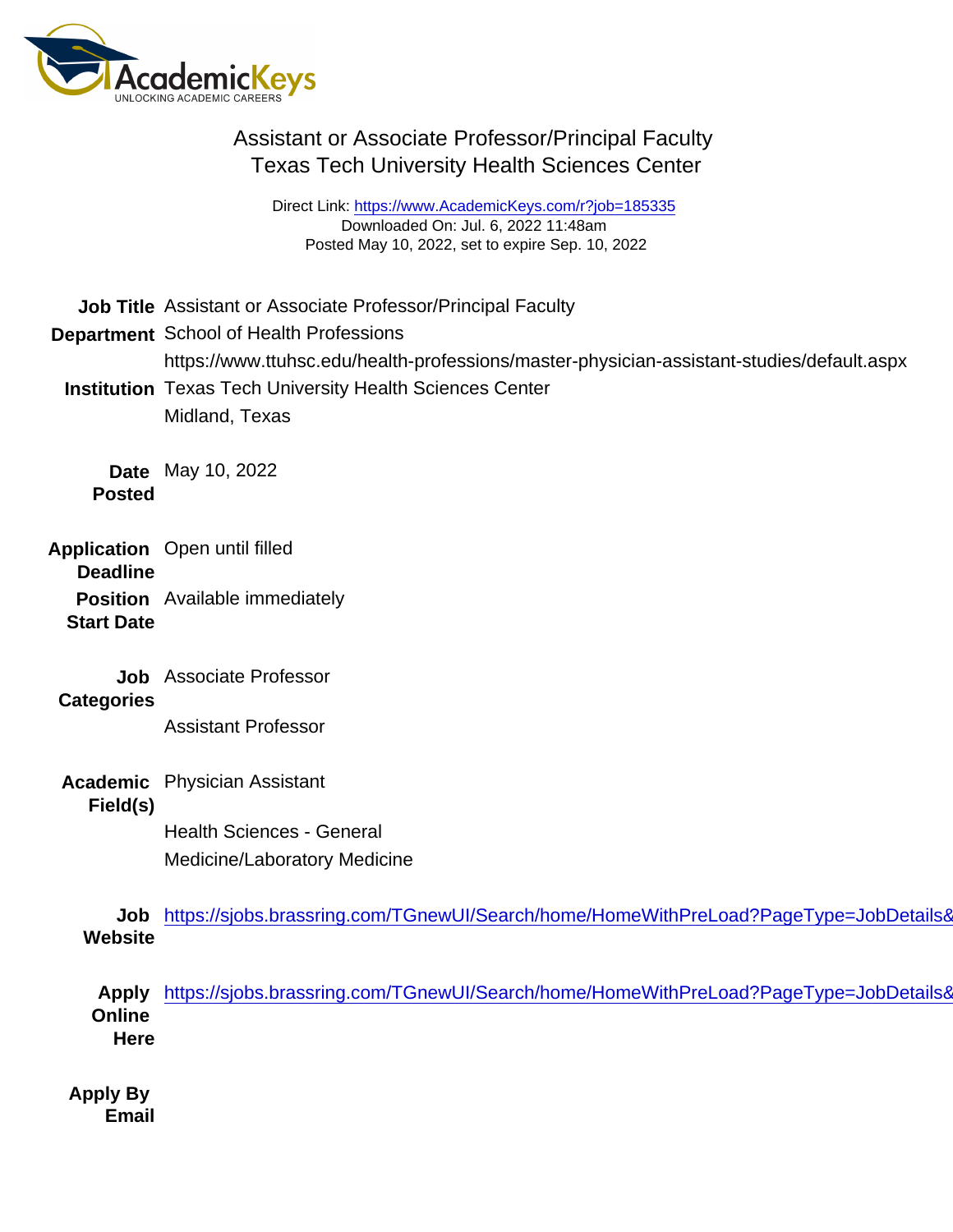# Assistant or Associate Professor/Principal Faculty
## Texas Tech University Health Sciences Center

Direct Link: https://www.AcademicKeys.com/r?job=185335
Downloaded On: Jul. 6, 2022 11:48am
Posted May 10, 2022, set to expire Sep. 10, 2022

**Job Title** Assistant or Associate Professor/Principal Faculty

**Department** School of Health Professions
https://www.ttuhsc.edu/health-professions/master-physician-assistant-studies/default.aspx

**Institution** Texas Tech University Health Sciences Center
Midland, Texas

**Date Posted** May 10, 2022

**Application Deadline** Open until filled

**Position Start Date** Available immediately

**Job Categories** Associate Professor

Assistant Professor

**Academic Field(s)** Physician Assistant

Health Sciences - General

Medicine/Laboratory Medicine

**Job Website** https://sjobs.brassring.com/TGnewUI/Search/home/HomeWithPreLoad?PageType=JobDetails&

**Apply Online Here** https://sjobs.brassring.com/TGnewUI/Search/home/HomeWithPreLoad?PageType=JobDetails&

**Apply By Email**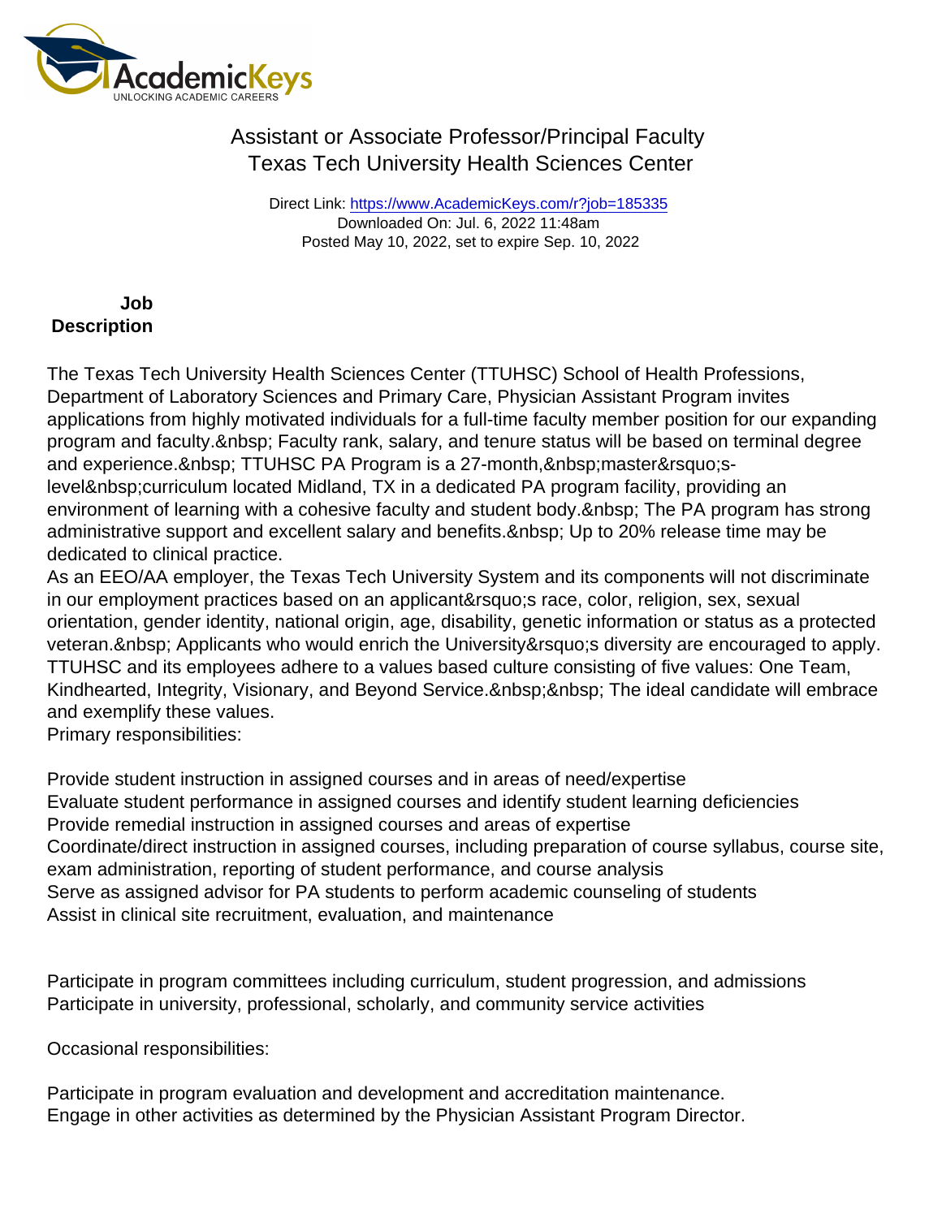# Assistant or Associate Professor/Principal Faculty
## Texas Tech University Health Sciences Center

Direct Link: https://www.AcademicKeys.com/r?job=185335
Downloaded On: Jul. 6, 2022 11:48am
Posted May 10, 2022, set to expire Sep. 10, 2022

**Job Description**

The Texas Tech University Health Sciences Center (TTUHSC) School of Health Professions, Department of Laboratory Sciences and Primary Care, Physician Assistant Program invites applications from highly motivated individuals for a full-time faculty member position for our expanding program and faculty.&nbsp; Faculty rank, salary, and tenure status will be based on terminal degree and experience.&nbsp; TTUHSC PA Program is a 27-month,&nbsp;master&rsquo;s-level&nbsp;curriculum located Midland, TX in a dedicated PA program facility, providing an environment of learning with a cohesive faculty and student body.&nbsp; The PA program has strong administrative support and excellent salary and benefits.&nbsp; Up to 20% release time may be dedicated to clinical practice.

As an EEO/AA employer, the Texas Tech University System and its components will not discriminate in our employment practices based on an applicant&rsquo;s race, color, religion, sex, sexual orientation, gender identity, national origin, age, disability, genetic information or status as a protected veteran.&nbsp; Applicants who would enrich the University&rsquo;s diversity are encouraged to apply. TTUHSC and its employees adhere to a values based culture consisting of five values: One Team, Kindhearted, Integrity, Visionary, and Beyond Service.&nbsp;&nbsp; The ideal candidate will embrace and exemplify these values.

Primary responsibilities:

Provide student instruction in assigned courses and in areas of need/expertise
Evaluate student performance in assigned courses and identify student learning deficiencies
Provide remedial instruction in assigned courses and areas of expertise
Coordinate/direct instruction in assigned courses, including preparation of course syllabus, course site, exam administration, reporting of student performance, and course analysis
Serve as assigned advisor for PA students to perform academic counseling of students
Assist in clinical site recruitment, evaluation, and maintenance

Participate in program committees including curriculum, student progression, and admissions
Participate in university, professional, scholarly, and community service activities

Occasional responsibilities:

Participate in program evaluation and development and accreditation maintenance.
Engage in other activities as determined by the Physician Assistant Program Director.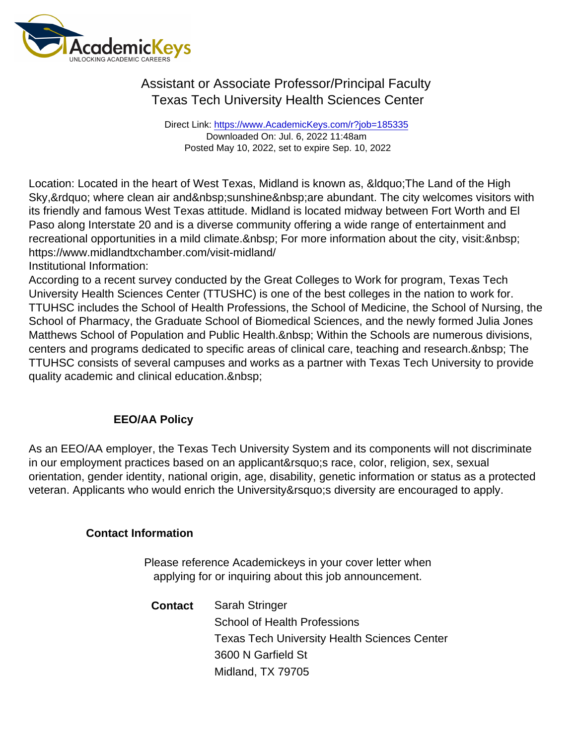# Assistant or Associate Professor/Principal Faculty
## Texas Tech University Health Sciences Center

Direct Link: https://www.AcademicKeys.com/r?job=185335
Downloaded On: Jul. 6, 2022 11:48am
Posted May 10, 2022, set to expire Sep. 10, 2022

Location: Located in the heart of West Texas, Midland is known as, &ldquo;The Land of the High Sky,&rdquo; where clean air and&nbsp;sunshine&nbsp;are abundant. The city welcomes visitors with its friendly and famous West Texas attitude. Midland is located midway between Fort Worth and El Paso along Interstate 20 and is a diverse community offering a wide range of entertainment and recreational opportunities in a mild climate.&nbsp; For more information about the city, visit:&nbsp; https://www.midlandtxchamber.com/visit-midland/
Institutional Information:
According to a recent survey conducted by the Great Colleges to Work for program, Texas Tech University Health Sciences Center (TTUSHC) is one of the best colleges in the nation to work for. TTUHSC includes the School of Health Professions, the School of Medicine, the School of Nursing, the School of Pharmacy, the Graduate School of Biomedical Sciences, and the newly formed Julia Jones Matthews School of Population and Public Health.&nbsp; Within the Schools are numerous divisions, centers and programs dedicated to specific areas of clinical care, teaching and research.&nbsp; The TTUHSC consists of several campuses and works as a partner with Texas Tech University to provide quality academic and clinical education.&nbsp;

**EEO/AA Policy**

As an EEO/AA employer, the Texas Tech University System and its components will not discriminate in our employment practices based on an applicant&rsquo;s race, color, religion, sex, sexual orientation, gender identity, national origin, age, disability, genetic information or status as a protected veteran. Applicants who would enrich the University&rsquo;s diversity are encouraged to apply.

**Contact Information**

Please reference Academickeys in your cover letter when applying for or inquiring about this job announcement.

**Contact** Sarah Stringer
School of Health Professions
Texas Tech University Health Sciences Center
3600 N Garfield St
Midland, TX 79705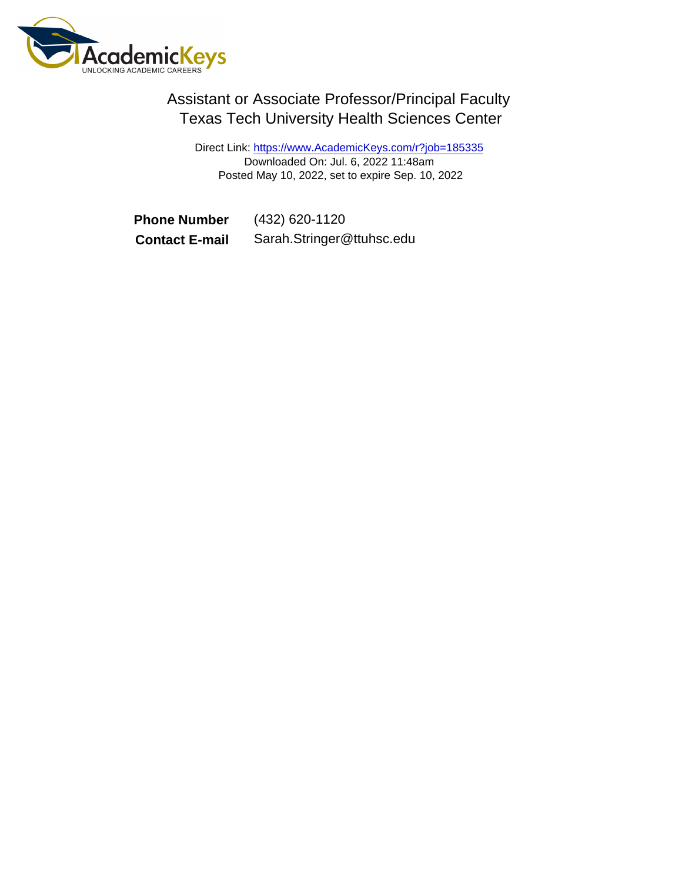| | |
|---|---|
| **Phone Number** | (432) 620-1120 |
| **Contact E-mail** | Sarah.Stringer@ttuhsc.edu |